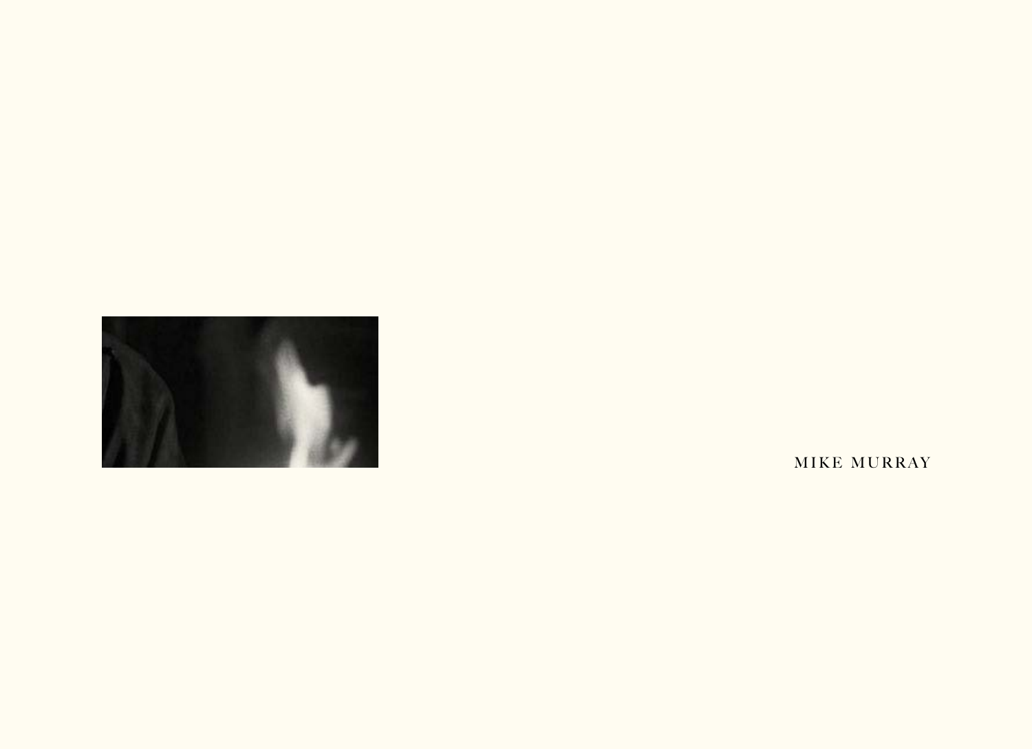MIKE MURRAY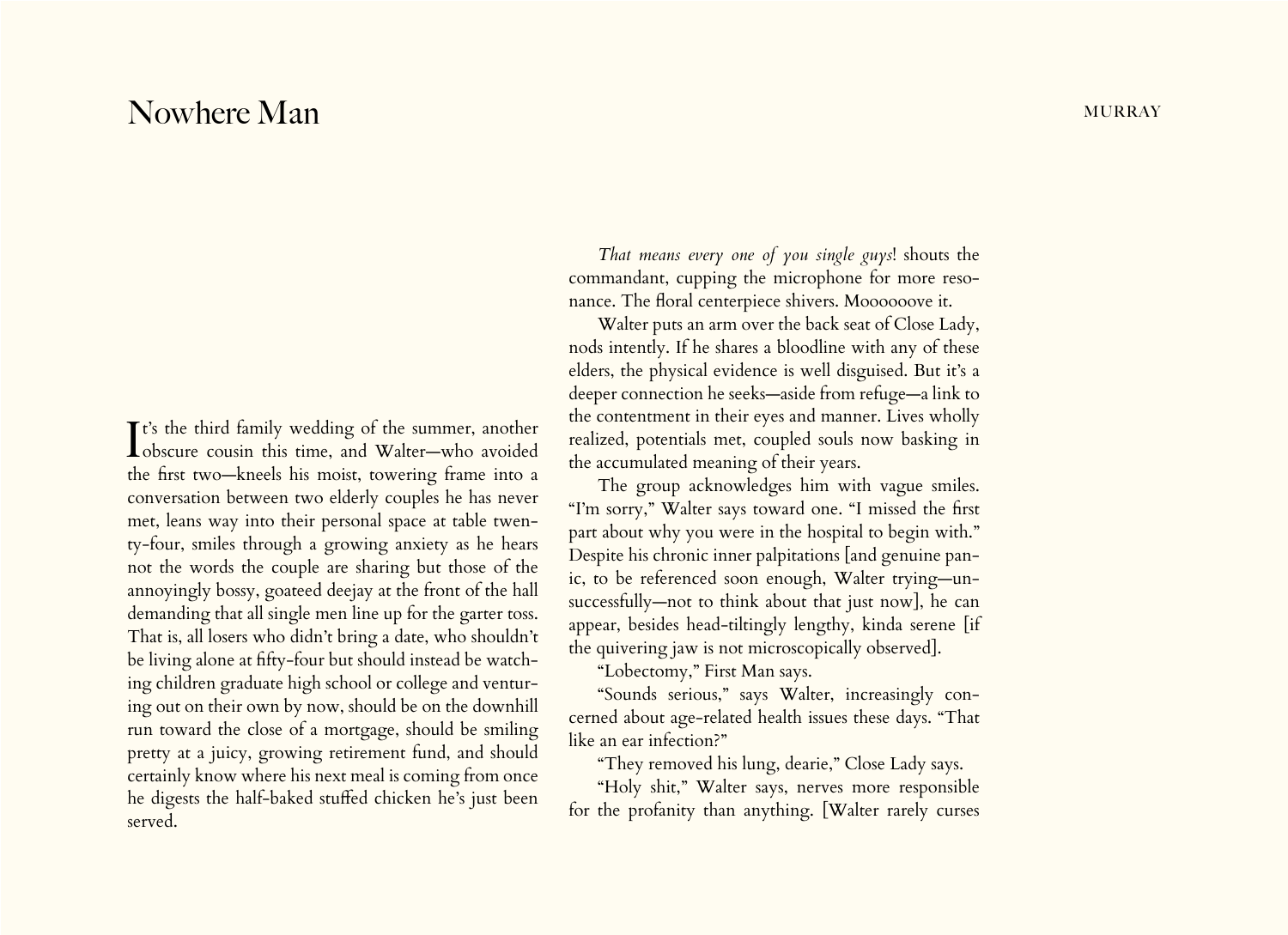# Nowhere Man

It's the third family wedding of the summer, another obscure cousin this time, and Walter—who avoided the first two—kneels his moist, towering frame into a conversation between two elderly couples he has never met, leans way into their personal space at table twenty-four, smiles through a growing anxiety as he hears not the words the couple are sharing but those of the annoyingly bossy, goateed deejay at the front of the hall demanding that all single men line up for the garter toss. That is, all losers who didn't bring a date, who shouldn't be living alone at fifty-four but should instead be watching children graduate high school or college and venturing out on their own by now, should be on the downhill run toward the close of a mortgage, should be smiling pretty at a juicy, growing retirement fund, and should certainly know where his next meal is coming from once he digests the half-baked stuffed chicken he's just been served.

*That means every one of you single guys*! shouts the commandant, cupping the microphone for more resonance. The floral centerpiece shivers. Moooooove it.

Walter puts an arm over the back seat of Close Lady, nods intently. If he shares a bloodline with any of these elders, the physical evidence is well disguised. But it's a deeper connection he seeks—aside from refuge—a link to the contentment in their eyes and manner. Lives wholly realized, potentials met, coupled souls now basking in the accumulated meaning of their years.

The group acknowledges him with vague smiles. "I'm sorry," Walter says toward one. "I missed the first part about why you were in the hospital to begin with." Despite his chronic inner palpitations [and genuine panic, to be referenced soon enough, Walter trying—unsuccessfully—not to think about that just now], he can appear, besides head-tiltingly lengthy, kinda serene [if the quivering jaw is not microscopically observed].

"Lobectomy," First Man says.

"Sounds serious," says Walter, increasingly concerned about age-related health issues these days. "That like an ear infection?"

"They removed his lung, dearie," Close Lady says.

"Holy shit," Walter says, nerves more responsible for the profanity than anything. [Walter rarely curses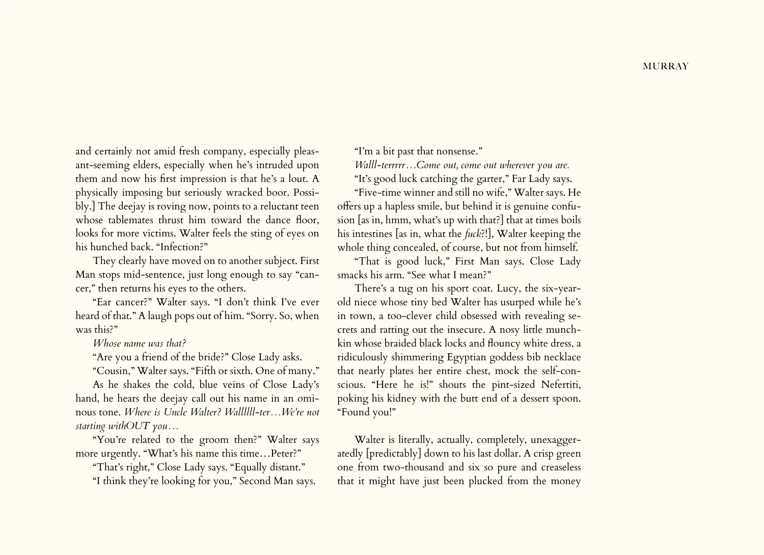and certainly not amid fresh company, especially pleasant-seeming elders, especially when he's intruded upon them and now his first impression is that he's a lout. A physically imposing but seriously wracked boor. Possibly.] The deejay is roving now, points to a reluctant teen whose tablemates thrust him toward the dance floor, looks for more victims. Walter feels the sting of eyes on his hunched back. "Infection?"

They clearly have moved on to another subject. First Man stops mid-sentence, just long enough to say "cancer," then returns his eyes to the others.

"Ear cancer?" Walter says. "I don't think I've ever heard of that." A laugh pops out of him. "Sorry. So, when was this?"

*Whose name was that?*

"Are you a friend of the bride?" Close Lady asks.

"Cousin," Walter says. "Fifth or sixth. One of many."

As he shakes the cold, blue veins of Close Lady's hand, he hears the deejay call out his name in an ominous tone. *Where is Uncle Walter? Wallllll-ter…We're not starting withOUT you…*

"You're related to the groom then?" Walter says more urgently. "What's his name this time…Peter?"

"That's right," Close Lady says. "Equally distant."

"I think they're looking for you," Second Man says.

"I'm a bit past that nonsense."

*Walll-terrrrr…Come out, come out wherever you are.*

"It's good luck catching the garter," Far Lady says.

"Five-time winner and still no wife," Walter says. He offers up a hapless smile, but behind it is genuine confusion [as in, hmm, what's up with that?] that at times boils his intestines [as in, what the *fuck*?!], Walter keeping the whole thing concealed, of course, but not from himself.

"That is good luck," First Man says. Close Lady smacks his arm. "See what I mean?"

There's a tug on his sport coat. Lucy, the six-year-old niece whose tiny bed Walter has usurped while he's in town, a too-clever child obsessed with revealing secrets and ratting out the insecure. A nosy little munchkin whose braided black locks and flouncy white dress, a ridiculously shimmering Egyptian goddess bib necklace that nearly plates her entire chest, mock the self-conscious. "Here he is!" shouts the pint-sized Nefertiti, poking his kidney with the butt end of a dessert spoon. "Found you!"

Walter is literally, actually, completely, unexaggeratedly [predictably] down to his last dollar. A crisp green one from two-thousand and six so pure and creaseless that it might have just been plucked from the money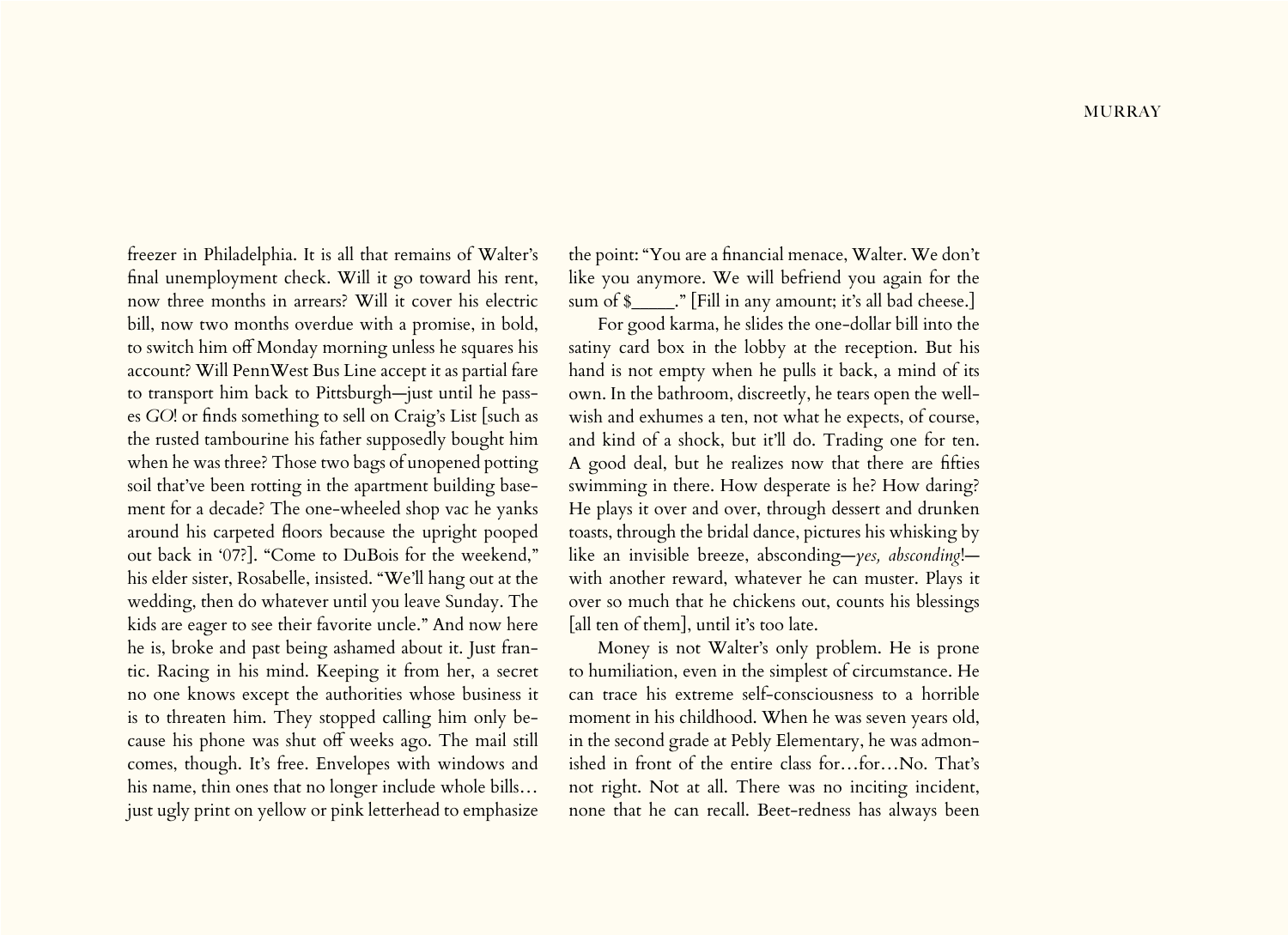freezer in Philadelphia. It is all that remains of Walter's final unemployment check. Will it go toward his rent, now three months in arrears? Will it cover his electric bill, now two months overdue with a promise, in bold, to switch him off Monday morning unless he squares his account? Will PennWest Bus Line accept it as partial fare to transport him back to Pittsburgh—just until he passes *GO*! or finds something to sell on Craig's List [such as the rusted tambourine his father supposedly bought him when he was three? Those two bags of unopened potting soil that've been rotting in the apartment building basement for a decade? The one-wheeled shop vac he yanks around his carpeted floors because the upright pooped out back in '07?]. "Come to DuBois for the weekend," his elder sister, Rosabelle, insisted. "We'll hang out at the wedding, then do whatever until you leave Sunday. The kids are eager to see their favorite uncle." And now here he is, broke and past being ashamed about it. Just frantic. Racing in his mind. Keeping it from her, a secret no one knows except the authorities whose business it is to threaten him. They stopped calling him only because his phone was shut off weeks ago. The mail still comes, though. It's free. Envelopes with windows and his name, thin ones that no longer include whole bills… just ugly print on yellow or pink letterhead to emphasize the point: "You are a financial menace, Walter. We don't like you anymore. We will befriend you again for the sum of $_____." [Fill in any amount; it's all bad cheese.]

For good karma, he slides the one-dollar bill into the satiny card box in the lobby at the reception. But his hand is not empty when he pulls it back, a mind of its own. In the bathroom, discreetly, he tears open the well-wish and exhumes a ten, not what he expects, of course, and kind of a shock, but it'll do. Trading one for ten. A good deal, but he realizes now that there are fifties swimming in there. How desperate is he? How daring? He plays it over and over, through dessert and drunken toasts, through the bridal dance, pictures his whisking by like an invisible breeze, absconding—*yes, absconding*!—with another reward, whatever he can muster. Plays it over so much that he chickens out, counts his blessings [all ten of them], until it's too late.

Money is not Walter's only problem. He is prone to humiliation, even in the simplest of circumstance. He can trace his extreme self-consciousness to a horrible moment in his childhood. When he was seven years old, in the second grade at Pebly Elementary, he was admonished in front of the entire class for…for…No. That's not right. Not at all. There was no inciting incident, none that he can recall. Beet-redness has always been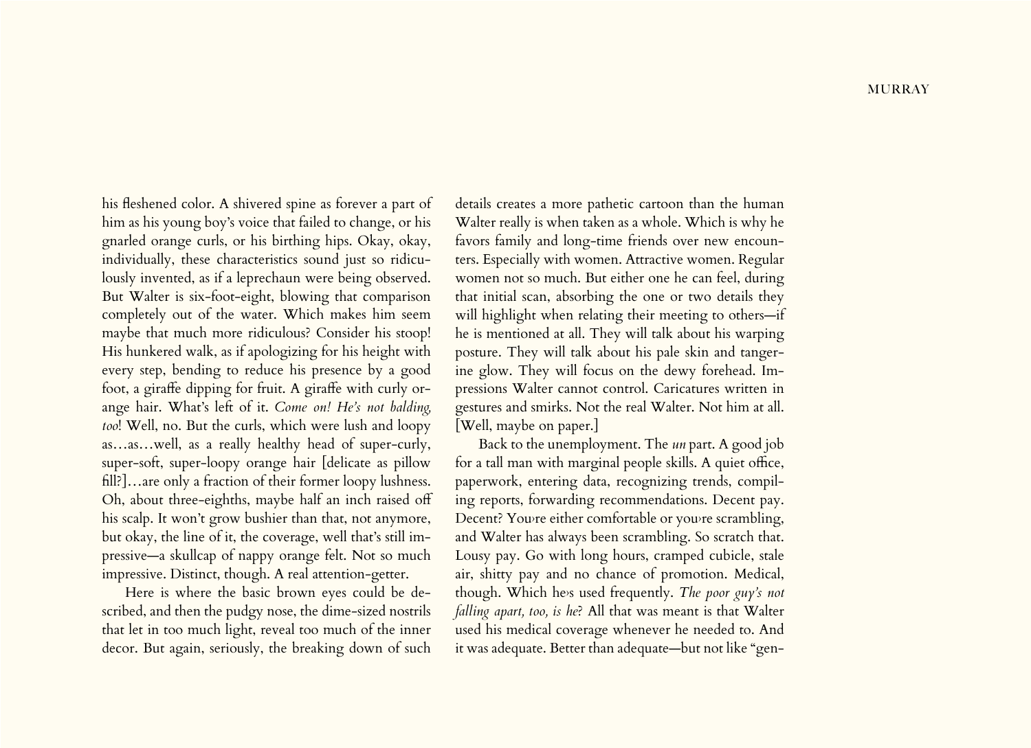his fleshened color. A shivered spine as forever a part of him as his young boy's voice that failed to change, or his gnarled orange curls, or his birthing hips. Okay, okay, individually, these characteristics sound just so ridiculously invented, as if a leprechaun were being observed. But Walter is six-foot-eight, blowing that comparison completely out of the water. Which makes him seem maybe that much more ridiculous? Consider his stoop! His hunkered walk, as if apologizing for his height with every step, bending to reduce his presence by a good foot, a giraffe dipping for fruit. A giraffe with curly orange hair. What's left of it. *Come on! He's not balding, too*! Well, no. But the curls, which were lush and loopy as…as…well, as a really healthy head of super-curly, super-soft, super-loopy orange hair [delicate as pillow fill?]…are only a fraction of their former loopy lushness. Oh, about three-eighths, maybe half an inch raised off his scalp. It won't grow bushier than that, not anymore, but okay, the line of it, the coverage, well that's still impressive—a skullcap of nappy orange felt. Not so much impressive. Distinct, though. A real attention-getter.

Here is where the basic brown eyes could be described, and then the pudgy nose, the dime-sized nostrils that let in too much light, reveal too much of the inner decor. But again, seriously, the breaking down of such details creates a more pathetic cartoon than the human Walter really is when taken as a whole. Which is why he favors family and long-time friends over new encounters. Especially with women. Attractive women. Regular women not so much. But either one he can feel, during that initial scan, absorbing the one or two details they will highlight when relating their meeting to others—if he is mentioned at all. They will talk about his warping posture. They will talk about his pale skin and tangerine glow. They will focus on the dewy forehead. Impressions Walter cannot control. Caricatures written in gestures and smirks. Not the real Walter. Not him at all. [Well, maybe on paper.]

Back to the unemployment. The *un* part. A good job for a tall man with marginal people skills. A quiet office, paperwork, entering data, recognizing trends, compiling reports, forwarding recommendations. Decent pay. Decent? You›re either comfortable or you›re scrambling, and Walter has always been scrambling. So scratch that. Lousy pay. Go with long hours, cramped cubicle, stale air, shitty pay and no chance of promotion. Medical, though. Which he›s used frequently. *The poor guy's not falling apart, too, is he*? All that was meant is that Walter used his medical coverage whenever he needed to. And it was adequate. Better than adequate—but not like "gen-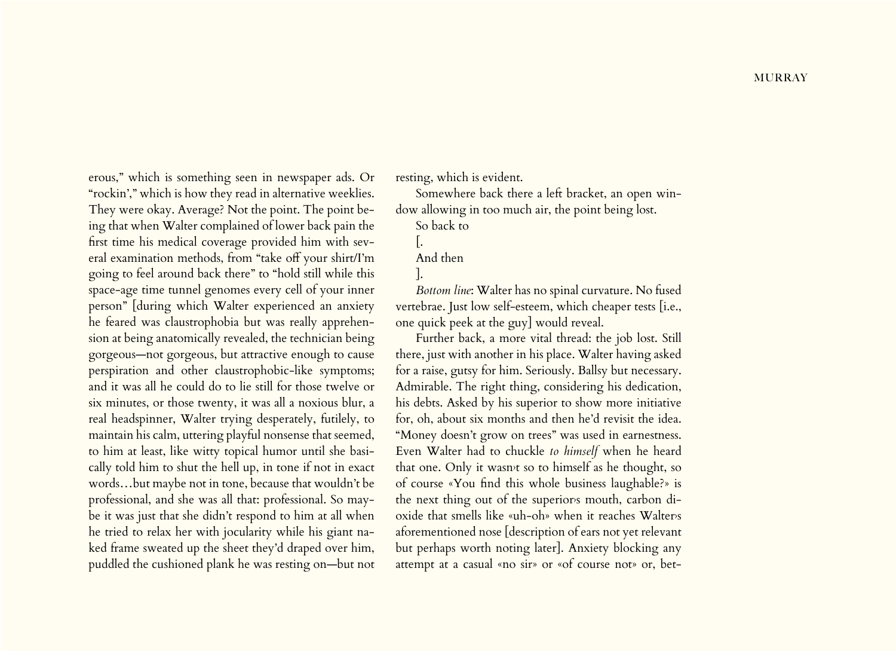erous," which is something seen in newspaper ads. Or "rockin'," which is how they read in alternative weeklies. They were okay. Average? Not the point. The point being that when Walter complained of lower back pain the first time his medical coverage provided him with several examination methods, from "take off your shirt/I'm going to feel around back there" to "hold still while this space-age time tunnel genomes every cell of your inner person" [during which Walter experienced an anxiety he feared was claustrophobia but was really apprehension at being anatomically revealed, the technician being gorgeous—not gorgeous, but attractive enough to cause perspiration and other claustrophobic-like symptoms; and it was all he could do to lie still for those twelve or six minutes, or those twenty, it was all a noxious blur, a real headspinner, Walter trying desperately, futilely, to maintain his calm, uttering playful nonsense that seemed, to him at least, like witty topical humor until she basically told him to shut the hell up, in tone if not in exact words…but maybe not in tone, because that wouldn't be professional, and she was all that: professional. So maybe it was just that she didn't respond to him at all when he tried to relax her with jocularity while his giant naked frame sweated up the sheet they'd draped over him, puddled the cushioned plank he was resting on—but not resting, which is evident.

Somewhere back there a left bracket, an open window allowing in too much air, the point being lost.

So back to

[.

And then

].

*Bottom line*: Walter has no spinal curvature. No fused vertebrae. Just low self-esteem, which cheaper tests [i.e., one quick peek at the guy] would reveal.

Further back, a more vital thread: the job lost. Still there, just with another in his place. Walter having asked for a raise, gutsy for him. Seriously. Ballsy but necessary. Admirable. The right thing, considering his dedication, his debts. Asked by his superior to show more initiative for, oh, about six months and then he'd revisit the idea. "Money doesn't grow on trees" was used in earnestness. Even Walter had to chuckle *to himself* when he heard that one. Only it wasn›t so to himself as he thought, so of course «You find this whole business laughable?» is the next thing out of the superior›s mouth, carbon dioxide that smells like «uh-oh» when it reaches Walter›s aforementioned nose [description of ears not yet relevant but perhaps worth noting later]. Anxiety blocking any attempt at a casual «no sir» or «of course not» or, bet-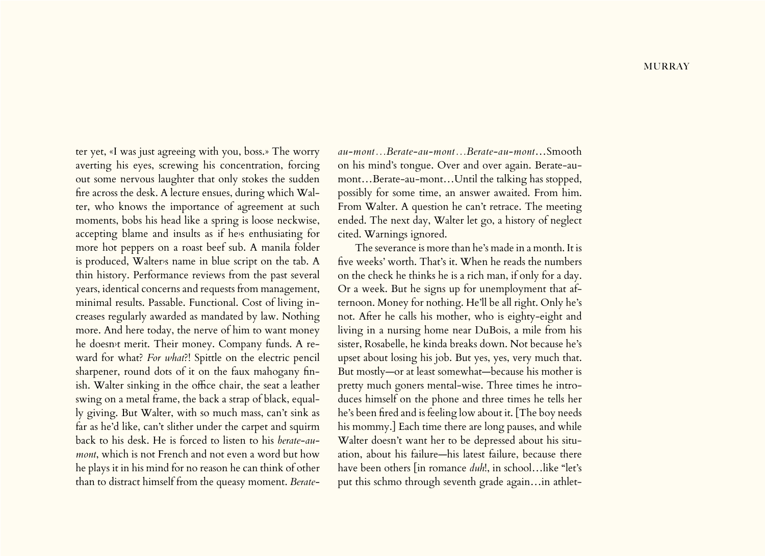ter yet, «I was just agreeing with you, boss.» The worry averting his eyes, screwing his concentration, forcing out some nervous laughter that only stokes the sudden fire across the desk. A lecture ensues, during which Walter, who knows the importance of agreement at such moments, bobs his head like a spring is loose neckwise, accepting blame and insults as if he›s enthusiating for more hot peppers on a roast beef sub. A manila folder is produced, Walter›s name in blue script on the tab. A thin history. Performance reviews from the past several years, identical concerns and requests from management, minimal results. Passable. Functional. Cost of living increases regularly awarded as mandated by law. Nothing more. And here today, the nerve of him to want money he doesn›t merit. Their money. Company funds. A reward for what? *For what*?! Spittle on the electric pencil sharpener, round dots of it on the faux mahogany finish. Walter sinking in the office chair, the seat a leather swing on a metal frame, the back a strap of black, equally giving. But Walter, with so much mass, can't sink as far as he'd like, can't slither under the carpet and squirm back to his desk. He is forced to listen to his *berate-au-mont*, which is not French and not even a word but how he plays it in his mind for no reason he can think of other than to distract himself from the queasy moment. *Berate-au-mont…Berate-au-mont…Berate-au-mont*…Smooth on his mind's tongue. Over and over again. Berate-au-mont…Berate-au-mont…Until the talking has stopped, possibly for some time, an answer awaited. From him. From Walter. A question he can't retrace. The meeting ended. The next day, Walter let go, a history of neglect cited. Warnings ignored.

The severance is more than he's made in a month. It is five weeks' worth. That's it. When he reads the numbers on the check he thinks he is a rich man, if only for a day. Or a week. But he signs up for unemployment that afternoon. Money for nothing. He'll be all right. Only he's not. After he calls his mother, who is eighty-eight and living in a nursing home near DuBois, a mile from his sister, Rosabelle, he kinda breaks down. Not because he's upset about losing his job. But yes, yes, very much that. But mostly—or at least somewhat—because his mother is pretty much goners mental-wise. Three times he introduces himself on the phone and three times he tells her he's been fired and is feeling low about it. [The boy needs his mommy.] Each time there are long pauses, and while Walter doesn't want her to be depressed about his situation, about his failure—his latest failure, because there have been others [in romance *duh*!, in school…like "let's put this schmo through seventh grade again…in athlet-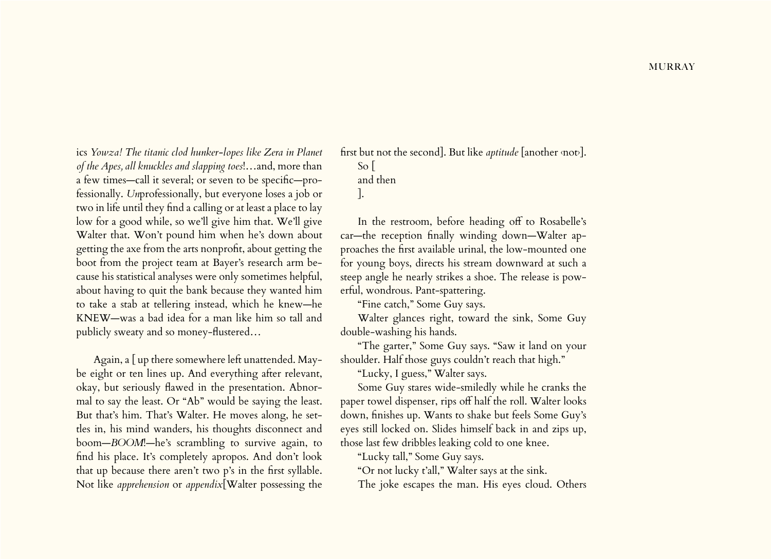ics *Yowza! The titanic clod hunker-lopes like Zera in Planet of the Apes, all knuckles and slapping toes*!…and, more than a few times—call it several; or seven to be specific—professionally. *Un*professionally, but everyone loses a job or two in life until they find a calling or at least a place to lay low for a good while, so we'll give him that. We'll give Walter that. Won't pound him when he's down about getting the axe from the arts nonprofit, about getting the boot from the project team at Bayer's research arm because his statistical analyses were only sometimes helpful, about having to quit the bank because they wanted him to take a stab at tellering instead, which he knew—he KNEW—was a bad idea for a man like him so tall and publicly sweaty and so money-flustered…

Again, a [ up there somewhere left unattended. Maybe eight or ten lines up. And everything after relevant, okay, but seriously flawed in the presentation. Abnormal to say the least. Or "Ab" would be saying the least. But that's him. That's Walter. He moves along, he settles in, his mind wanders, his thoughts disconnect and boom—*BOOM*!—he's scrambling to survive again, to find his place. It's completely apropos. And don't look that up because there aren't two p's in the first syllable. Not like *apprehension* or *appendix*[Walter possessing the first but not the second]. But like *aptitude* [another ‹not›].

So [

and then

].

In the restroom, before heading off to Rosabelle's car—the reception finally winding down—Walter approaches the first available urinal, the low-mounted one for young boys, directs his stream downward at such a steep angle he nearly strikes a shoe. The release is powerful, wondrous. Pant-spattering.

"Fine catch," Some Guy says.

Walter glances right, toward the sink, Some Guy double-washing his hands.

"The garter," Some Guy says. "Saw it land on your shoulder. Half those guys couldn't reach that high."

"Lucky, I guess," Walter says.

Some Guy stares wide-smiledly while he cranks the paper towel dispenser, rips off half the roll. Walter looks down, finishes up. Wants to shake but feels Some Guy's eyes still locked on. Slides himself back in and zips up, those last few dribbles leaking cold to one knee.

"Lucky tall," Some Guy says.

"Or not lucky t'all," Walter says at the sink.

The joke escapes the man. His eyes cloud. Others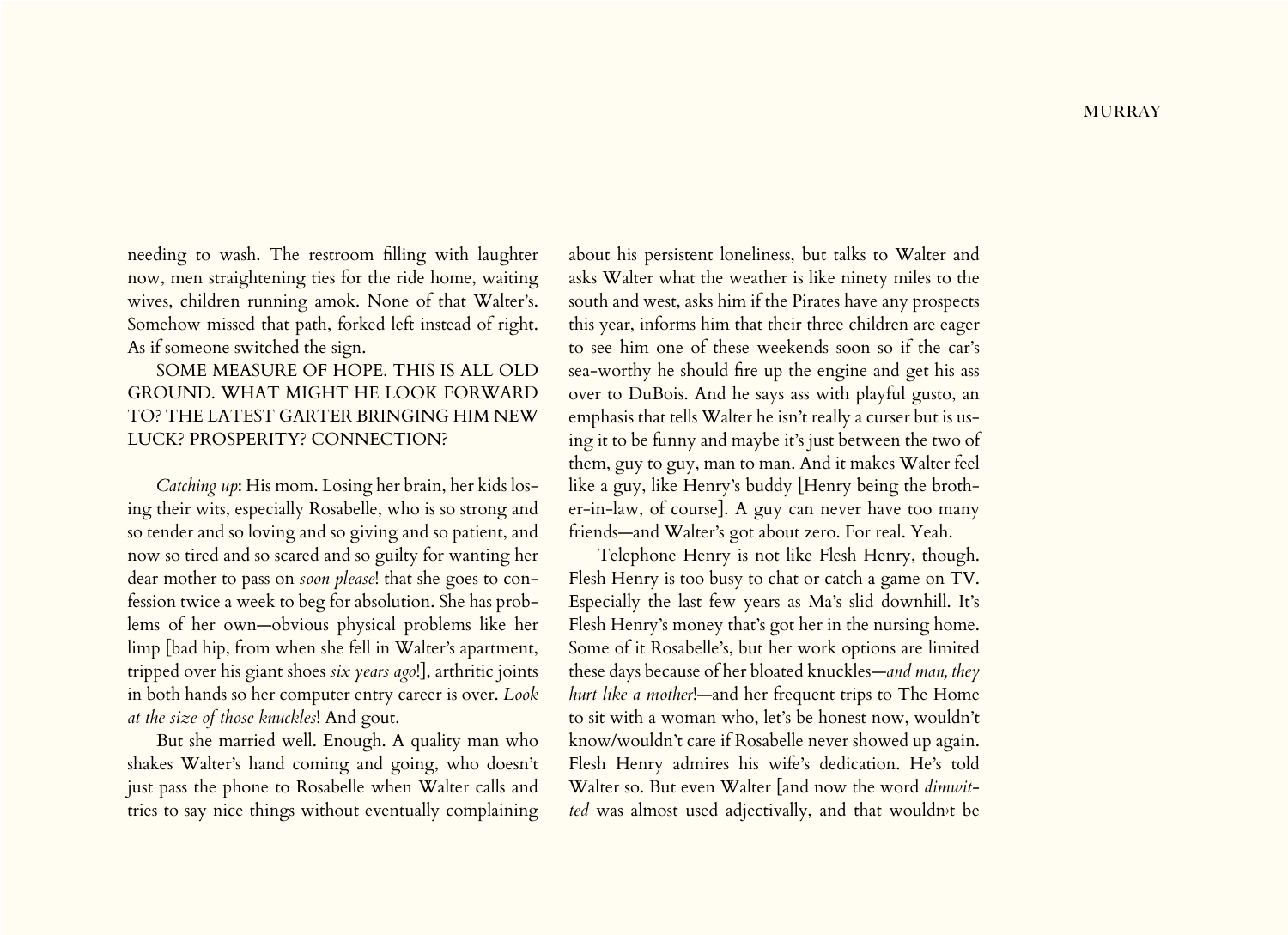needing to wash. The restroom filling with laughter now, men straightening ties for the ride home, waiting wives, children running amok. None of that Walter's. Somehow missed that path, forked left instead of right. As if someone switched the sign.

SOME MEASURE OF HOPE. THIS IS ALL OLD GROUND. WHAT MIGHT HE LOOK FORWARD TO? THE LATEST GARTER BRINGING HIM NEW LUCK? PROSPERITY? CONNECTION?

*Catching up*: His mom. Losing her brain, her kids losing their wits, especially Rosabelle, who is so strong and so tender and so loving and so giving and so patient, and now so tired and so scared and so guilty for wanting her dear mother to pass on *soon please*! that she goes to confession twice a week to beg for absolution. She has problems of her own—obvious physical problems like her limp [bad hip, from when she fell in Walter's apartment, tripped over his giant shoes *six years ago*!], arthritic joints in both hands so her computer entry career is over. *Look at the size of those knuckles*! And gout.

But she married well. Enough. A quality man who shakes Walter's hand coming and going, who doesn't just pass the phone to Rosabelle when Walter calls and tries to say nice things without eventually complaining about his persistent loneliness, but talks to Walter and asks Walter what the weather is like ninety miles to the south and west, asks him if the Pirates have any prospects this year, informs him that their three children are eager to see him one of these weekends soon so if the car's sea-worthy he should fire up the engine and get his ass over to DuBois. And he says ass with playful gusto, an emphasis that tells Walter he isn't really a curser but is using it to be funny and maybe it's just between the two of them, guy to guy, man to man. And it makes Walter feel like a guy, like Henry's buddy [Henry being the brother-in-law, of course]. A guy can never have too many friends—and Walter's got about zero. For real. Yeah.

Telephone Henry is not like Flesh Henry, though. Flesh Henry is too busy to chat or catch a game on TV. Especially the last few years as Ma's slid downhill. It's Flesh Henry's money that's got her in the nursing home. Some of it Rosabelle's, but her work options are limited these days because of her bloated knuckles—*and man, they hurt like a mother*!—and her frequent trips to The Home to sit with a woman who, let's be honest now, wouldn't know/wouldn't care if Rosabelle never showed up again. Flesh Henry admires his wife's dedication. He's told Walter so. But even Walter [and now the word *dimwitted* was almost used adjectivally, and that wouldn›t be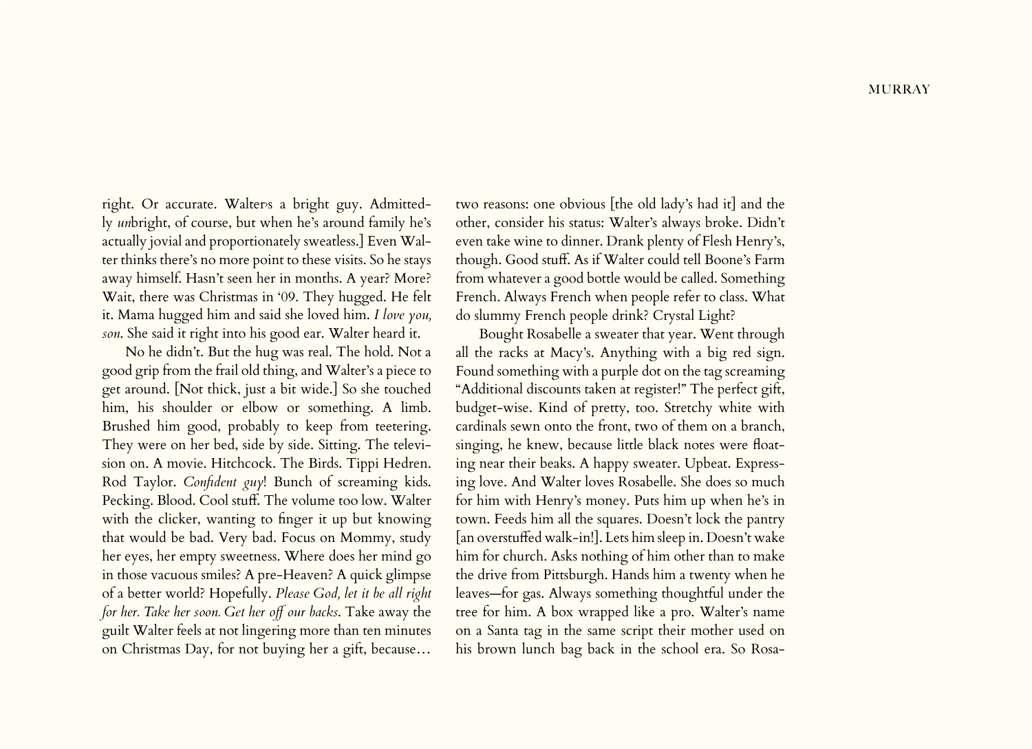right. Or accurate. Walter's a bright guy. Admittedly *un*bright, of course, but when he's around family he's actually jovial and proportionately sweatless.] Even Walter thinks there's no more point to these visits. So he stays away himself. Hasn't seen her in months. A year? More? Wait, there was Christmas in '09. They hugged. He felt it. Mama hugged him and said she loved him. *I love you, son.* She said it right into his good ear. Walter heard it.

No he didn't. But the hug was real. The hold. Not a good grip from the frail old thing, and Walter's a piece to get around. [Not thick, just a bit wide.] So she touched him, his shoulder or elbow or something. A limb. Brushed him good, probably to keep from teetering. They were on her bed, side by side. Sitting. The television on. A movie. Hitchcock. The Birds. Tippi Hedren. Rod Taylor. *Confident guy*! Bunch of screaming kids. Pecking. Blood. Cool stuff. The volume too low. Walter with the clicker, wanting to finger it up but knowing that would be bad. Very bad. Focus on Mommy, study her eyes, her empty sweetness. Where does her mind go in those vacuous smiles? A pre-Heaven? A quick glimpse of a better world? Hopefully. *Please God, let it be all right for her. Take her soon. Get her off our backs.* Take away the guilt Walter feels at not lingering more than ten minutes on Christmas Day, for not buying her a gift, because… two reasons: one obvious [the old lady's had it] and the other, consider his status: Walter's always broke. Didn't even take wine to dinner. Drank plenty of Flesh Henry's, though. Good stuff. As if Walter could tell Boone's Farm from whatever a good bottle would be called. Something French. Always French when people refer to class. What do slummy French people drink? Crystal Light?

Bought Rosabelle a sweater that year. Went through all the racks at Macy's. Anything with a big red sign. Found something with a purple dot on the tag screaming "Additional discounts taken at register!" The perfect gift, budget-wise. Kind of pretty, too. Stretchy white with cardinals sewn onto the front, two of them on a branch, singing, he knew, because little black notes were floating near their beaks. A happy sweater. Upbeat. Expressing love. And Walter loves Rosabelle. She does so much for him with Henry's money. Puts him up when he's in town. Feeds him all the squares. Doesn't lock the pantry [an overstuffed walk-in!]. Lets him sleep in. Doesn't wake him for church. Asks nothing of him other than to make the drive from Pittsburgh. Hands him a twenty when he leaves—for gas. Always something thoughtful under the tree for him. A box wrapped like a pro. Walter's name on a Santa tag in the same script their mother used on his brown lunch bag back in the school era. So Rosa-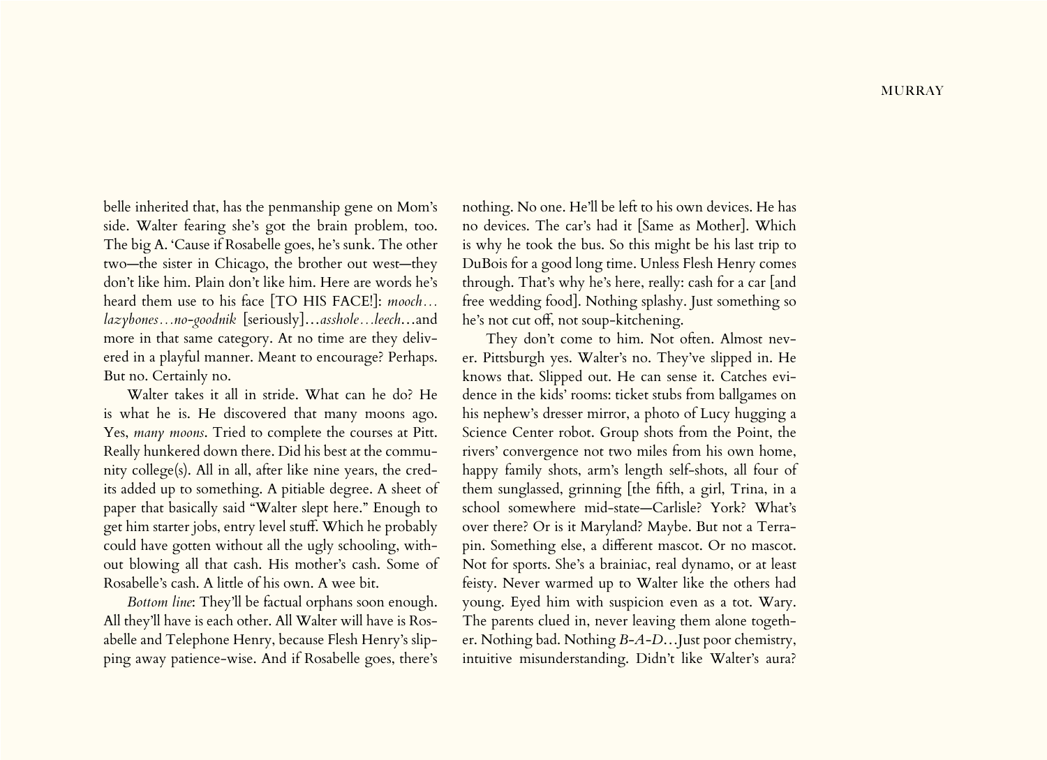belle inherited that, has the penmanship gene on Mom's side. Walter fearing she's got the brain problem, too. The big A. 'Cause if Rosabelle goes, he's sunk. The other two—the sister in Chicago, the brother out west—they don't like him. Plain don't like him. Here are words he's heard them use to his face [TO HIS FACE!]: *mooch…lazybones…no-goodnik* [seriously]…*asshole…leech*…and more in that same category. At no time are they delivered in a playful manner. Meant to encourage? Perhaps. But no. Certainly no.

Walter takes it all in stride. What can he do? He is what he is. He discovered that many moons ago. Yes, *many moons*. Tried to complete the courses at Pitt. Really hunkered down there. Did his best at the community college(s). All in all, after like nine years, the credits added up to something. A pitiable degree. A sheet of paper that basically said "Walter slept here." Enough to get him starter jobs, entry level stuff. Which he probably could have gotten without all the ugly schooling, without blowing all that cash. His mother's cash. Some of Rosabelle's cash. A little of his own. A wee bit.

*Bottom line*: They'll be factual orphans soon enough. All they'll have is each other. All Walter will have is Rosabelle and Telephone Henry, because Flesh Henry's slipping away patience-wise. And if Rosabelle goes, there's nothing. No one. He'll be left to his own devices. He has no devices. The car's had it [Same as Mother]. Which is why he took the bus. So this might be his last trip to DuBois for a good long time. Unless Flesh Henry comes through. That's why he's here, really: cash for a car [and free wedding food]. Nothing splashy. Just something so he's not cut off, not soup-kitchening.

They don't come to him. Not often. Almost never. Pittsburgh yes. Walter's no. They've slipped in. He knows that. Slipped out. He can sense it. Catches evidence in the kids' rooms: ticket stubs from ballgames on his nephew's dresser mirror, a photo of Lucy hugging a Science Center robot. Group shots from the Point, the rivers' convergence not two miles from his own home, happy family shots, arm's length self-shots, all four of them sunglassed, grinning [the fifth, a girl, Trina, in a school somewhere mid-state—Carlisle? York? What's over there? Or is it Maryland? Maybe. But not a Terrapin. Something else, a different mascot. Or no mascot. Not for sports. She's a brainiac, real dynamo, or at least feisty. Never warmed up to Walter like the others had young. Eyed him with suspicion even as a tot. Wary. The parents clued in, never leaving them alone together. Nothing bad. Nothing *B-A-D*…Just poor chemistry, intuitive misunderstanding. Didn't like Walter's aura?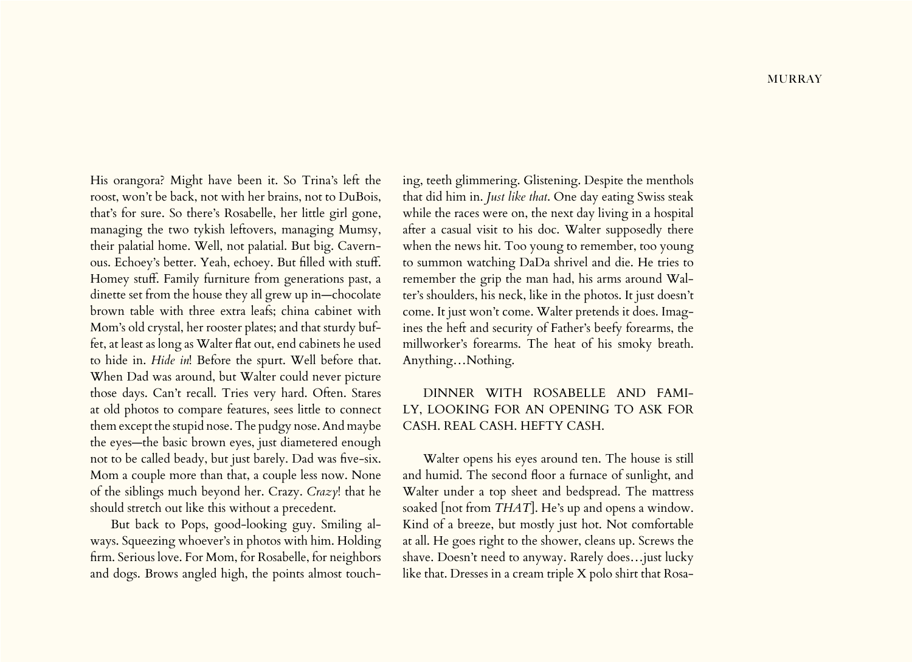His orangora? Might have been it. So Trina's left the roost, won't be back, not with her brains, not to DuBois, that's for sure. So there's Rosabelle, her little girl gone, managing the two tykish leftovers, managing Mumsy, their palatial home. Well, not palatial. But big. Cavernous. Echoey's better. Yeah, echoey. But filled with stuff. Homey stuff. Family furniture from generations past, a dinette set from the house they all grew up in—chocolate brown table with three extra leafs; china cabinet with Mom's old crystal, her rooster plates; and that sturdy buffet, at least as long as Walter flat out, end cabinets he used to hide in. *Hide in*! Before the spurt. Well before that. When Dad was around, but Walter could never picture those days. Can't recall. Tries very hard. Often. Stares at old photos to compare features, sees little to connect them except the stupid nose. The pudgy nose. And maybe the eyes—the basic brown eyes, just diametered enough not to be called beady, but just barely. Dad was five-six. Mom a couple more than that, a couple less now. None of the siblings much beyond her. Crazy. *Crazy*! that he should stretch out like this without a precedent.

But back to Pops, good-looking guy. Smiling always. Squeezing whoever's in photos with him. Holding firm. Serious love. For Mom, for Rosabelle, for neighbors and dogs. Brows angled high, the points almost touching, teeth glimmering. Glistening. Despite the menthols that did him in. *Just like that*. One day eating Swiss steak while the races were on, the next day living in a hospital after a casual visit to his doc. Walter supposedly there when the news hit. Too young to remember, too young to summon watching DaDa shrivel and die. He tries to remember the grip the man had, his arms around Walter's shoulders, his neck, like in the photos. It just doesn't come. It just won't come. Walter pretends it does. Imagines the heft and security of Father's beefy forearms, the millworker's forearms. The heat of his smoky breath. Anything…Nothing.

DINNER WITH ROSABELLE AND FAMILY, LOOKING FOR AN OPENING TO ASK FOR CASH. REAL CASH. HEFTY CASH.

Walter opens his eyes around ten. The house is still and humid. The second floor a furnace of sunlight, and Walter under a top sheet and bedspread. The mattress soaked [not from *THAT*]. He's up and opens a window. Kind of a breeze, but mostly just hot. Not comfortable at all. He goes right to the shower, cleans up. Screws the shave. Doesn't need to anyway. Rarely does…just lucky like that. Dresses in a cream triple X polo shirt that Rosa-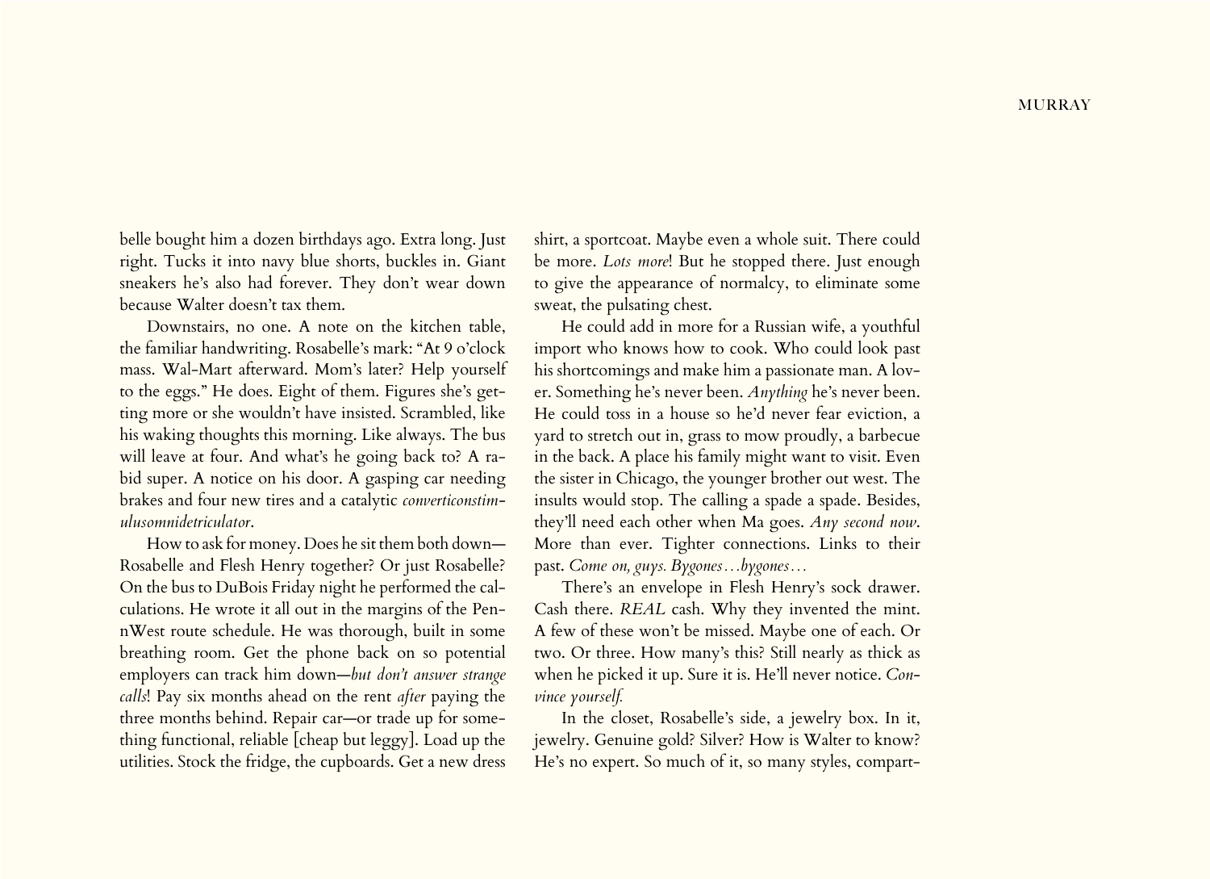belle bought him a dozen birthdays ago. Extra long. Just right. Tucks it into navy blue shorts, buckles in. Giant sneakers he's also had forever. They don't wear down because Walter doesn't tax them.

Downstairs, no one. A note on the kitchen table, the familiar handwriting. Rosabelle's mark: "At 9 o'clock mass. Wal-Mart afterward. Mom's later? Help yourself to the eggs." He does. Eight of them. Figures she's getting more or she wouldn't have insisted. Scrambled, like his waking thoughts this morning. Like always. The bus will leave at four. And what's he going back to? A rabid super. A notice on his door. A gasping car needing brakes and four new tires and a catalytic *converticonstimulusomnidetriculator*.

How to ask for money. Does he sit them both down—Rosabelle and Flesh Henry together? Or just Rosabelle? On the bus to DuBois Friday night he performed the calculations. He wrote it all out in the margins of the PennWest route schedule. He was thorough, built in some breathing room. Get the phone back on so potential employers can track him down—*but don't answer strange calls*! Pay six months ahead on the rent *after* paying the three months behind. Repair car—or trade up for something functional, reliable [cheap but leggy]. Load up the utilities. Stock the fridge, the cupboards. Get a new dress shirt, a sportcoat. Maybe even a whole suit. There could be more. *Lots more*! But he stopped there. Just enough to give the appearance of normalcy, to eliminate some sweat, the pulsating chest.

He could add in more for a Russian wife, a youthful import who knows how to cook. Who could look past his shortcomings and make him a passionate man. A lover. Something he's never been. *Anything* he's never been. He could toss in a house so he'd never fear eviction, a yard to stretch out in, grass to mow proudly, a barbecue in the back. A place his family might want to visit. Even the sister in Chicago, the younger brother out west. The insults would stop. The calling a spade a spade. Besides, they'll need each other when Ma goes. *Any second now*. More than ever. Tighter connections. Links to their past. *Come on, guys. Bygones…bygones…*

There's an envelope in Flesh Henry's sock drawer. Cash there. *REAL* cash. Why they invented the mint. A few of these won't be missed. Maybe one of each. Or two. Or three. How many's this? Still nearly as thick as when he picked it up. Sure it is. He'll never notice. *Convince yourself.*

In the closet, Rosabelle's side, a jewelry box. In it, jewelry. Genuine gold? Silver? How is Walter to know? He's no expert. So much of it, so many styles, compart-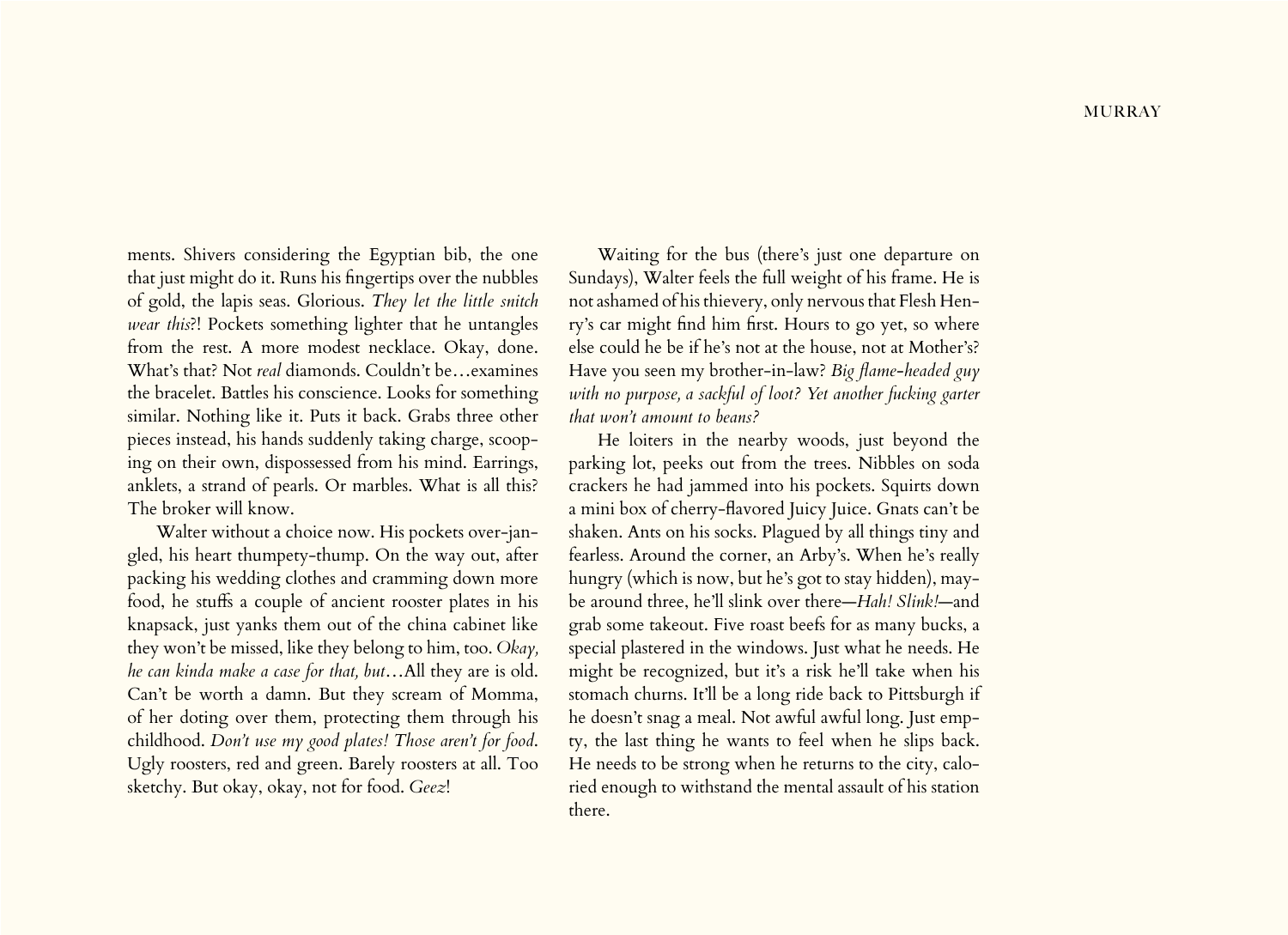ments. Shivers considering the Egyptian bib, the one that just might do it. Runs his fingertips over the nubbles of gold, the lapis seas. Glorious. *They let the little snitch wear this*?! Pockets something lighter that he untangles from the rest. A more modest necklace. Okay, done. What's that? Not *real* diamonds. Couldn't be…examines the bracelet. Battles his conscience. Looks for something similar. Nothing like it. Puts it back. Grabs three other pieces instead, his hands suddenly taking charge, scooping on their own, dispossessed from his mind. Earrings, anklets, a strand of pearls. Or marbles. What is all this? The broker will know.

Walter without a choice now. His pockets over-jangled, his heart thumpety-thump. On the way out, after packing his wedding clothes and cramming down more food, he stuffs a couple of ancient rooster plates in his knapsack, just yanks them out of the china cabinet like they won't be missed, like they belong to him, too. *Okay, he can kinda make a case for that, but*…All they are is old. Can't be worth a damn. But they scream of Momma, of her doting over them, protecting them through his childhood. *Don't use my good plates! Those aren't for food*. Ugly roosters, red and green. Barely roosters at all. Too sketchy. But okay, okay, not for food. *Geez*!

Waiting for the bus (there's just one departure on Sundays), Walter feels the full weight of his frame. He is not ashamed of his thievery, only nervous that Flesh Henry's car might find him first. Hours to go yet, so where else could he be if he's not at the house, not at Mother's? Have you seen my brother-in-law? *Big flame-headed guy with no purpose, a sackful of loot? Yet another fucking garter that won't amount to beans?*

He loiters in the nearby woods, just beyond the parking lot, peeks out from the trees. Nibbles on soda crackers he had jammed into his pockets. Squirts down a mini box of cherry-flavored Juicy Juice. Gnats can't be shaken. Ants on his socks. Plagued by all things tiny and fearless. Around the corner, an Arby's. When he's really hungry (which is now, but he's got to stay hidden), maybe around three, he'll slink over there—*Hah! Slink!*—and grab some takeout. Five roast beefs for as many bucks, a special plastered in the windows. Just what he needs. He might be recognized, but it's a risk he'll take when his stomach churns. It'll be a long ride back to Pittsburgh if he doesn't snag a meal. Not awful awful long. Just empty, the last thing he wants to feel when he slips back. He needs to be strong when he returns to the city, caloried enough to withstand the mental assault of his station there.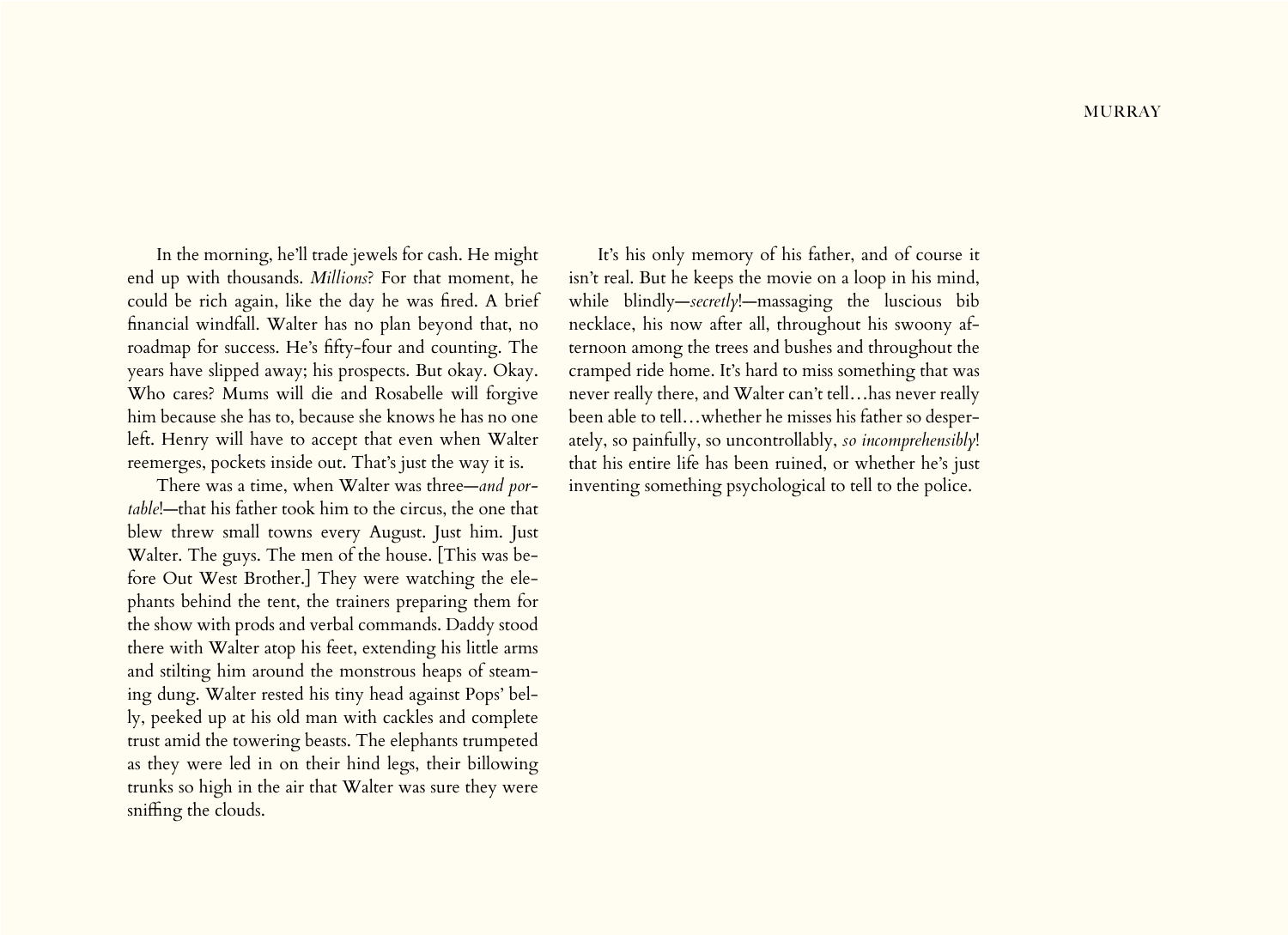In the morning, he'll trade jewels for cash. He might end up with thousands. *Millions*? For that moment, he could be rich again, like the day he was fired. A brief financial windfall. Walter has no plan beyond that, no roadmap for success. He's fifty-four and counting. The years have slipped away; his prospects. But okay. Okay. Who cares? Mums will die and Rosabelle will forgive him because she has to, because she knows he has no one left. Henry will have to accept that even when Walter reemerges, pockets inside out. That's just the way it is.

There was a time, when Walter was three—*and portable*!—that his father took him to the circus, the one that blew threw small towns every August. Just him. Just Walter. The guys. The men of the house. [This was before Out West Brother.] They were watching the elephants behind the tent, the trainers preparing them for the show with prods and verbal commands. Daddy stood there with Walter atop his feet, extending his little arms and stilting him around the monstrous heaps of steaming dung. Walter rested his tiny head against Pops' belly, peeked up at his old man with cackles and complete trust amid the towering beasts. The elephants trumpeted as they were led in on their hind legs, their billowing trunks so high in the air that Walter was sure they were sniffing the clouds.

It's his only memory of his father, and of course it isn't real. But he keeps the movie on a loop in his mind, while blindly—*secretly*!—massaging the luscious bib necklace, his now after all, throughout his swoony afternoon among the trees and bushes and throughout the cramped ride home. It's hard to miss something that was never really there, and Walter can't tell…has never really been able to tell…whether he misses his father so desperately, so painfully, so uncontrollably, *so incomprehensibly*! that his entire life has been ruined, or whether he's just inventing something psychological to tell to the police.